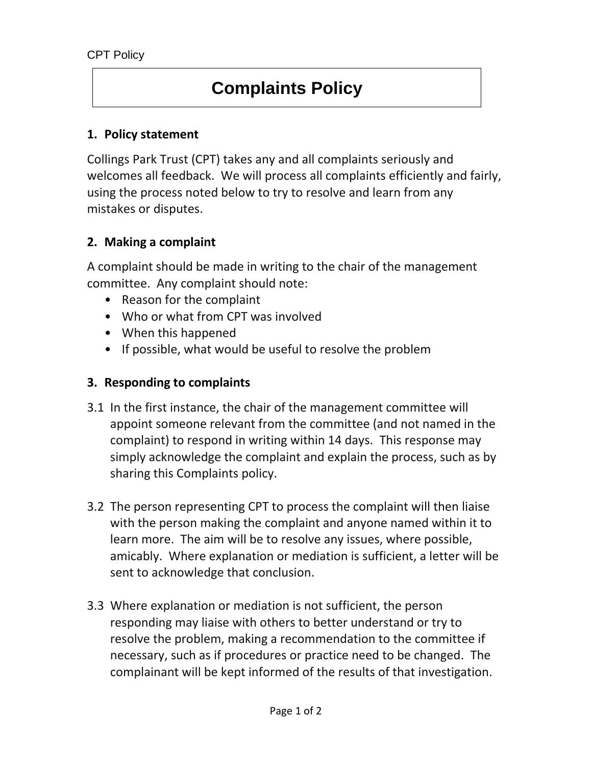# Complaints Policy

## 1. Policy statement

Collings Park Trust (CPT) takes any and all complaints seriously and welcomes all feedback. We will process all complaints efficiently and fairly, using the process noted below to try to resolve and learn from any mistakes or disputes.

## 2. Making a complaint

A complaint should be made in writing to the chair of the management committee. Any complaint should note:

- Reason for the complaint
- Who or what from CPT was involved
- When this happened
- If possible, what would be useful to resolve the problem

## 3. Responding to complaints

3.1 In the first instance, the chair of the management committee will appoint someone relevant from the committee (and not named in the complaint) to respond in writing within 14 days. This response may simply acknowledge the complaint and explain the process, such as by sharing this Complaints policy.

3.2 The person representing CPT to process the complaint will then liaise with the person making the complaint and anyone named within it to learn more. The aim will be to resolve any issues, where possible, amicably. Where explanation or mediation is sufficient, a letter will be sent to acknowledge that conclusion.

3.3 Where explanation or mediation is not sufficient, the person responding may liaise with others to better understand or try to resolve the problem, making a recommendation to the committee if necessary, such as if procedures or practice need to be changed. The complainant will be kept informed of the results of that investigation.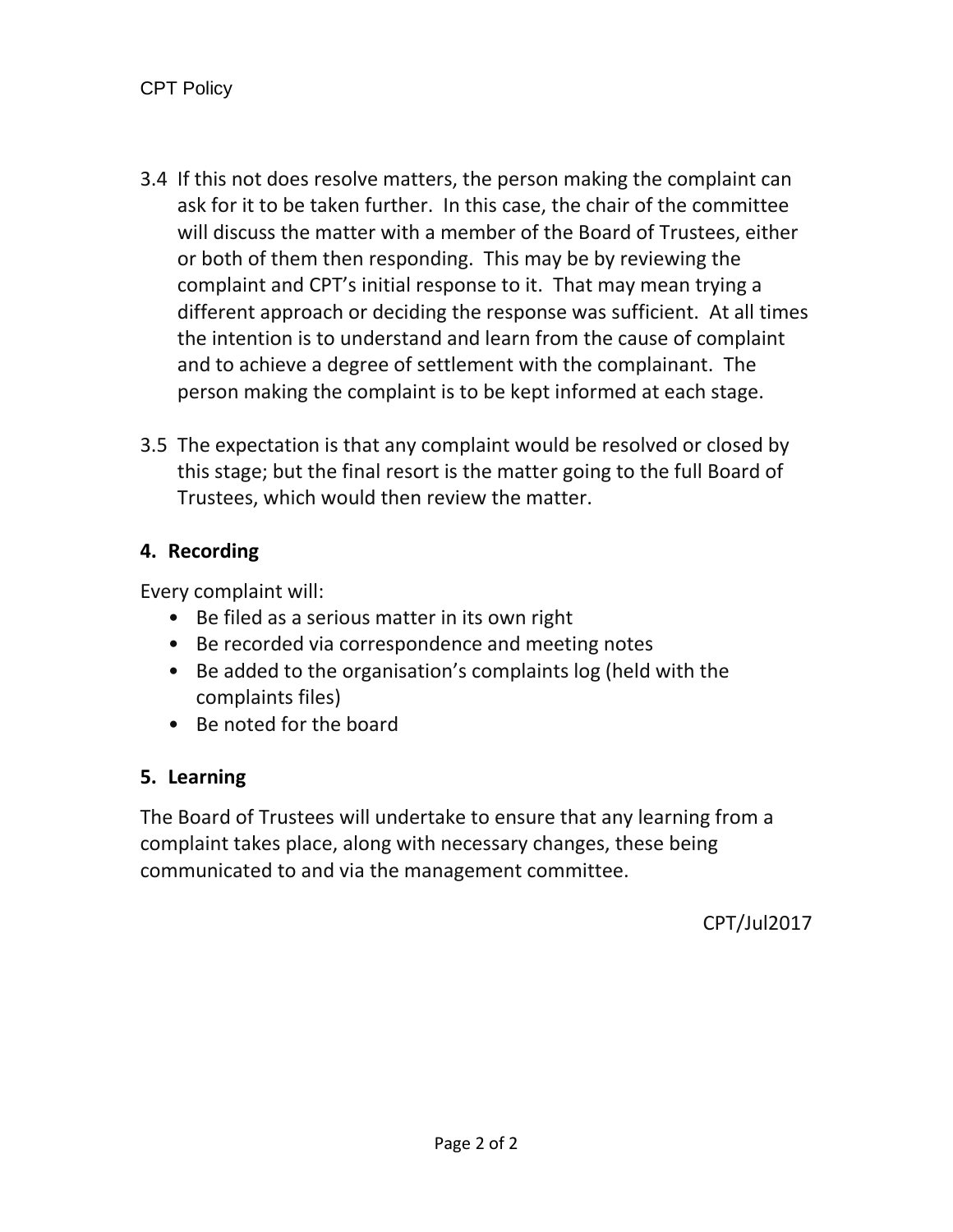3.4 If this not does resolve matters, the person making the complaint can ask for it to be taken further. In this case, the chair of the committee will discuss the matter with a member of the Board of Trustees, either or both of them then responding. This may be by reviewing the complaint and CPT's initial response to it. That may mean trying a different approach or deciding the response was sufficient. At all times the intention is to understand and learn from the cause of complaint and to achieve a degree of settlement with the complainant. The person making the complaint is to be kept informed at each stage.

3.5 The expectation is that any complaint would be resolved or closed by this stage; but the final resort is the matter going to the full Board of Trustees, which would then review the matter.

## 4. Recording

Every complaint will:

- Be filed as a serious matter in its own right
- Be recorded via correspondence and meeting notes
- Be added to the organisation's complaints log (held with the complaints files)
- Be noted for the board

## 5. Learning

The Board of Trustees will undertake to ensure that any learning from a complaint takes place, along with necessary changes, these being communicated to and via the management committee.

CPT/Jul2017